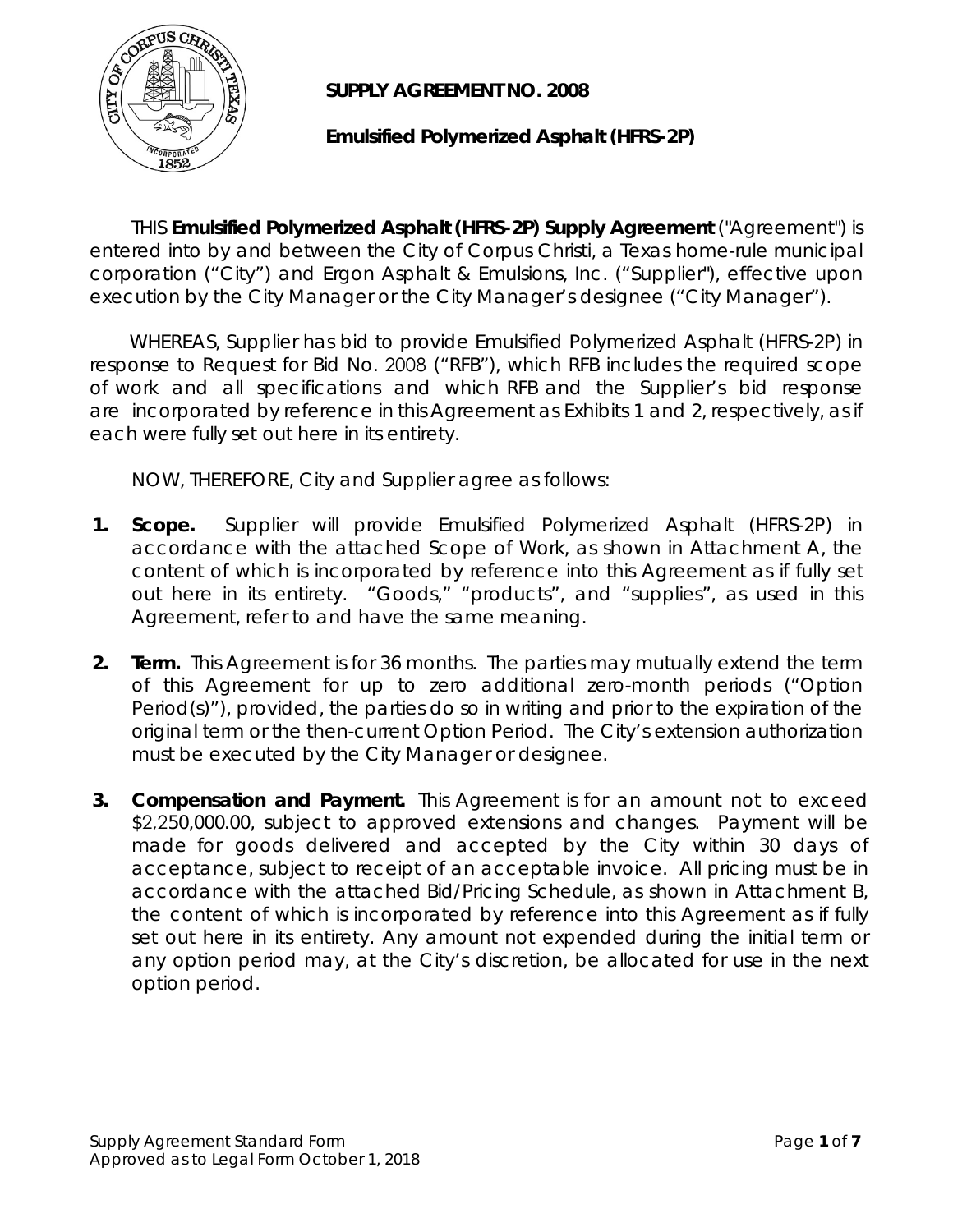# SUPPLY AGREEMENT NO. 2008

## Emulsified Polymerized Asphalt (HFRS-2P)

THIS **Emulsified Polymerized Asphalt (HFRS-2P) Supply Agreement** ("Agreement") is entered into by and between the City of Corpus Christi, a Texas home-rule municipal corporation ("City") and Ergon Asphalt & Emulsions, Inc. ("Supplier"), effective upon execution by the City Manager or the City Manager's designee ("City Manager").

WHEREAS, Supplier has bid to provide Emulsified Polymerized Asphalt (HFRS-2P) in response to Request for Bid No. 2008 ("RFB"), which RFB includes the required scope of work and all specifications and which RFB and the Supplier's bid response are incorporated by reference in this Agreement as Exhibits 1 and 2, respectively, as if each were fully set out here in its entirety.

NOW, THEREFORE, City and Supplier agree as follows:

1. **Scope.** Supplier will provide Emulsified Polymerized Asphalt (HFRS-2P) in accordance with the attached Scope of Work, as shown in Attachment A, the content of which is incorporated by reference into this Agreement as if fully set out here in its entirety. "Goods," "products", and "supplies", as used in this Agreement, refer to and have the same meaning.

2. **Term.** This Agreement is for 36 months. The parties may mutually extend the term of this Agreement for up to zero additional zero-month periods ("Option Period(s)"), provided, the parties do so in writing and prior to the expiration of the original term or the then-current Option Period. The City's extension authorization must be executed by the City Manager or designee.

3. **Compensation and Payment.** This Agreement is for an amount not to exceed $2,250,000.00, subject to approved extensions and changes. Payment will be made for goods delivered and accepted by the City within 30 days of acceptance, subject to receipt of an acceptable invoice. All pricing must be in accordance with the attached Bid/Pricing Schedule, as shown in Attachment B, the content of which is incorporated by reference into this Agreement as if fully set out here in its entirety. Any amount not expended during the initial term or any option period may, at the City's discretion, be allocated for use in the next option period.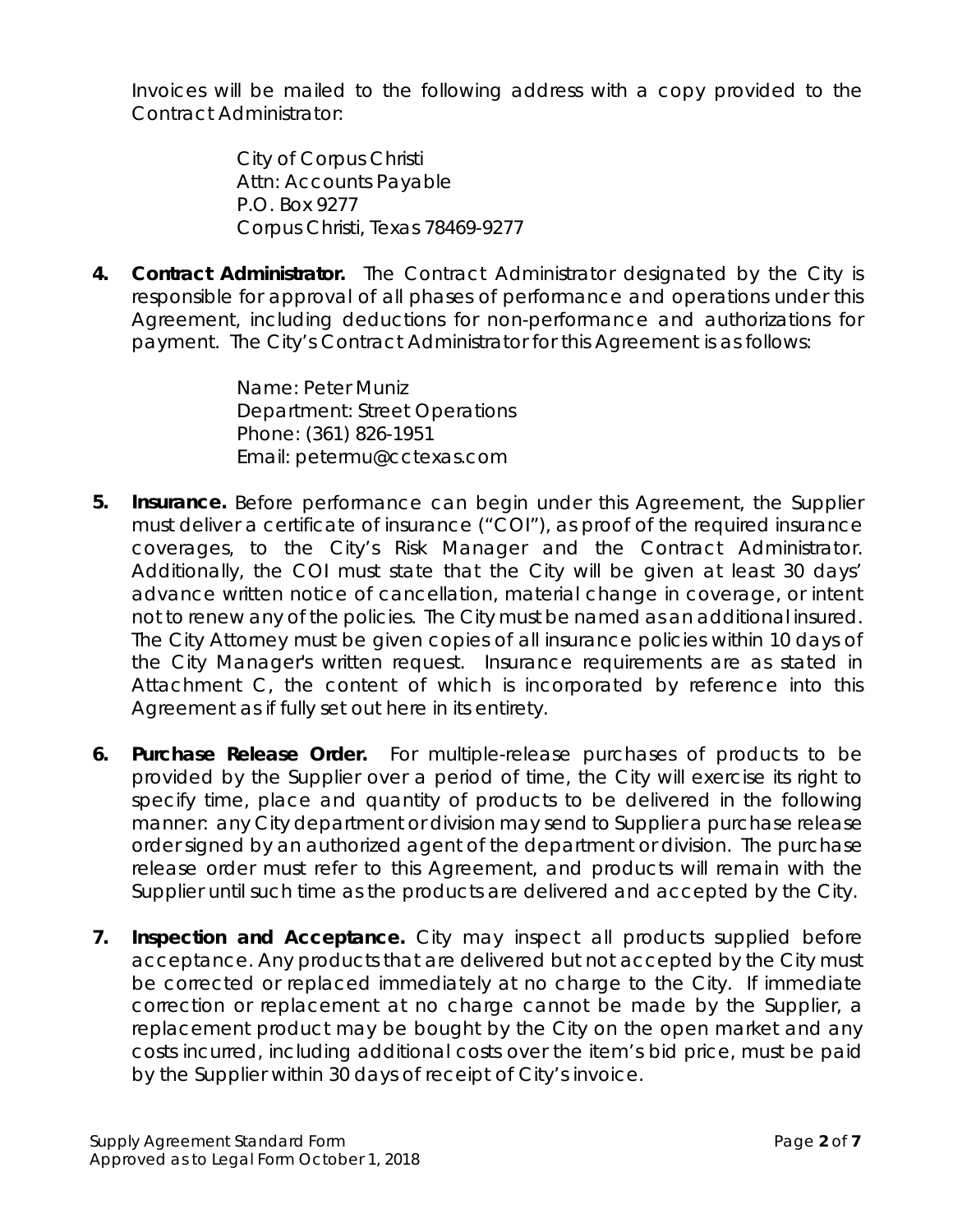Invoices will be mailed to the following address with a copy provided to the Contract Administrator:

> City of Corpus Christi
> Attn: Accounts Payable
> P.O. Box 9277
> Corpus Christi, Texas 78469-9277

4. **Contract Administrator.** The Contract Administrator designated by the City is responsible for approval of all phases of performance and operations under this Agreement, including deductions for non-performance and authorizations for payment. The City's Contract Administrator for this Agreement is as follows:

   > Name: Peter Muniz
   > Department: Street Operations
   > Phone: (361) 826-1951
   > Email: petermu@cctexas.com

5. **Insurance.** Before performance can begin under this Agreement, the Supplier must deliver a certificate of insurance ("COI"), as proof of the required insurance coverages, to the City's Risk Manager and the Contract Administrator. Additionally, the COI must state that the City will be given at least 30 days' advance written notice of cancellation, material change in coverage, or intent not to renew any of the policies. The City must be named as an additional insured. The City Attorney must be given copies of all insurance policies within 10 days of the City Manager's written request. Insurance requirements are as stated in Attachment C, the content of which is incorporated by reference into this Agreement as if fully set out here in its entirety.

6. **Purchase Release Order.** For multiple-release purchases of products to be provided by the Supplier over a period of time, the City will exercise its right to specify time, place and quantity of products to be delivered in the following manner: any City department or division may send to Supplier a purchase release order signed by an authorized agent of the department or division. The purchase release order must refer to this Agreement, and products will remain with the Supplier until such time as the products are delivered and accepted by the City.

7. **Inspection and Acceptance.** City may inspect all products supplied before acceptance. Any products that are delivered but not accepted by the City must be corrected or replaced immediately at no charge to the City. If immediate correction or replacement at no charge cannot be made by the Supplier, a replacement product may be bought by the City on the open market and any costs incurred, including additional costs over the item's bid price, must be paid by the Supplier within 30 days of receipt of City's invoice.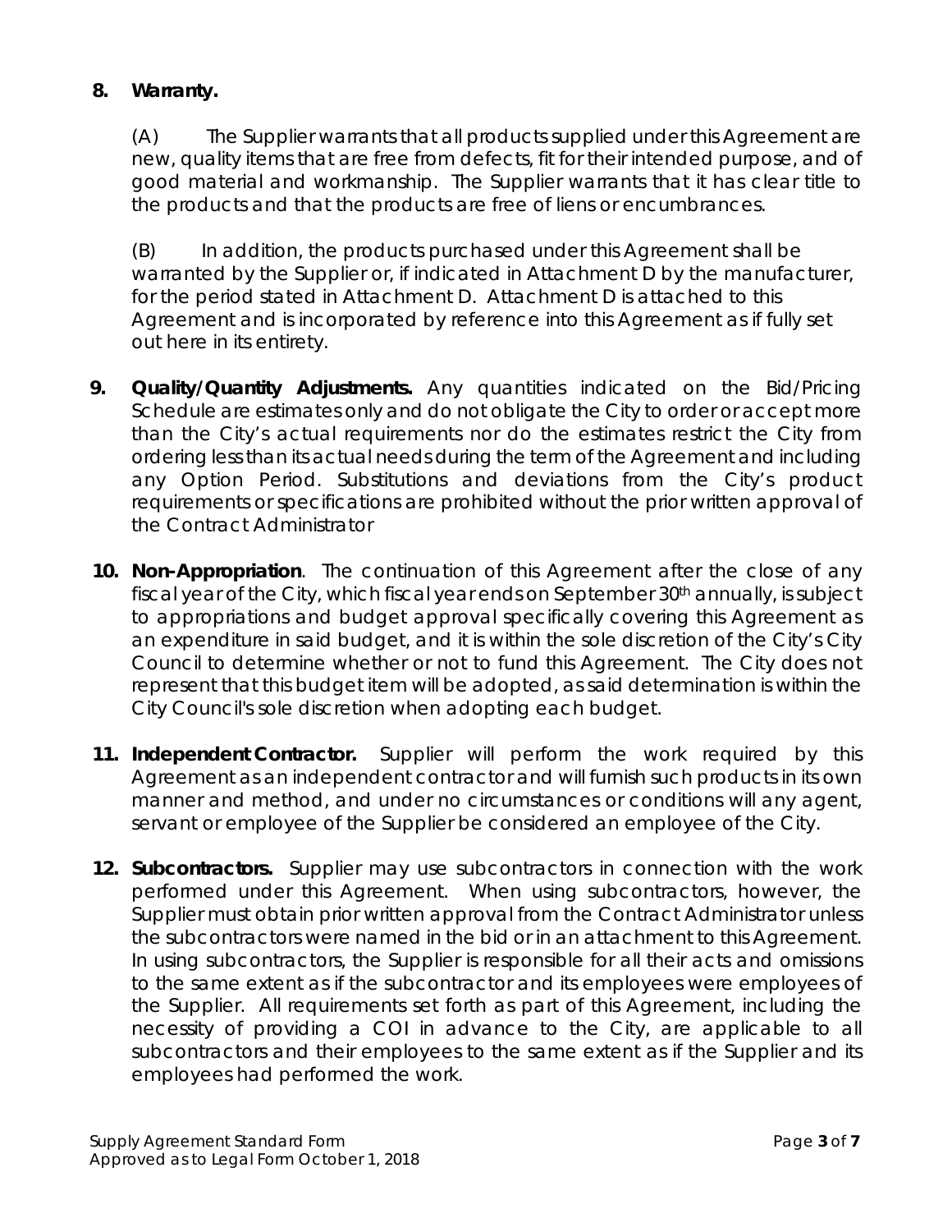**8. Warranty.**

(A) The Supplier warrants that all products supplied under this Agreement are new, quality items that are free from defects, fit for their intended purpose, and of good material and workmanship. The Supplier warrants that it has clear title to the products and that the products are free of liens or encumbrances.

(B) In addition, the products purchased under this Agreement shall be warranted by the Supplier or, if indicated in Attachment D by the manufacturer, for the period stated in Attachment D. Attachment D is attached to this Agreement and is incorporated by reference into this Agreement as if fully set out here in its entirety.

**9. Quality/Quantity Adjustments.** Any quantities indicated on the Bid/Pricing Schedule are estimates only and do not obligate the City to order or accept more than the City's actual requirements nor do the estimates restrict the City from ordering less than its actual needs during the term of the Agreement and including any Option Period. Substitutions and deviations from the City's product requirements or specifications are prohibited without the prior written approval of the Contract Administrator

**10. Non-Appropriation**. The continuation of this Agreement after the close of any fiscal year of the City, which fiscal year ends on September 30th annually, is subject to appropriations and budget approval specifically covering this Agreement as an expenditure in said budget, and it is within the sole discretion of the City's City Council to determine whether or not to fund this Agreement. The City does not represent that this budget item will be adopted, as said determination is within the City Council's sole discretion when adopting each budget.

**11. Independent Contractor.** Supplier will perform the work required by this Agreement as an independent contractor and will furnish such products in its own manner and method, and under no circumstances or conditions will any agent, servant or employee of the Supplier be considered an employee of the City.

**12. Subcontractors.** Supplier may use subcontractors in connection with the work performed under this Agreement. When using subcontractors, however, the Supplier must obtain prior written approval from the Contract Administrator unless the subcontractors were named in the bid or in an attachment to this Agreement. In using subcontractors, the Supplier is responsible for all their acts and omissions to the same extent as if the subcontractor and its employees were employees of the Supplier. All requirements set forth as part of this Agreement, including the necessity of providing a COI in advance to the City, are applicable to all subcontractors and their employees to the same extent as if the Supplier and its employees had performed the work.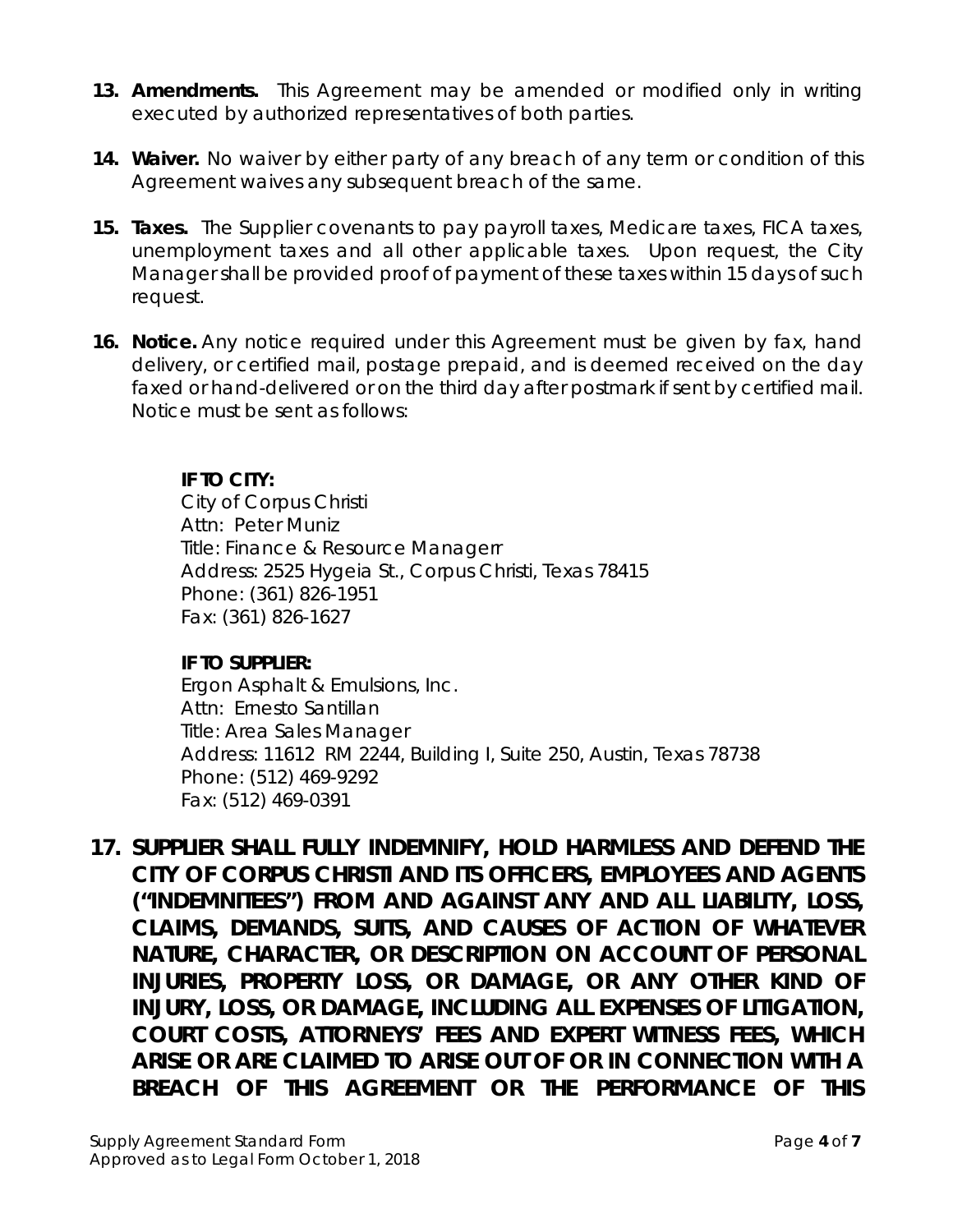13. **Amendments.** This Agreement may be amended or modified only in writing executed by authorized representatives of both parties.

14. **Waiver.** No waiver by either party of any breach of any term or condition of this Agreement waives any subsequent breach of the same.

15. **Taxes.** The Supplier covenants to pay payroll taxes, Medicare taxes, FICA taxes, unemployment taxes and all other applicable taxes. Upon request, the City Manager shall be provided proof of payment of these taxes within 15 days of such request.

16. **Notice.** Any notice required under this Agreement must be given by fax, hand delivery, or certified mail, postage prepaid, and is deemed received on the day faxed or hand-delivered or on the third day after postmark if sent by certified mail. Notice must be sent as follows:

    **IF TO CITY:**
    City of Corpus Christi
    Attn: Peter Muniz
    Title: Finance & Resource Managerr
    Address: 2525 Hygeia St., Corpus Christi, Texas 78415
    Phone: (361) 826-1951
    Fax: (361) 826-1627

    **IF TO SUPPLIER:**
    Ergon Asphalt & Emulsions, Inc.
    Attn: Ernesto Santillan
    Title: Area Sales Manager
    Address: 11612 RM 2244, Building I, Suite 250, Austin, Texas 78738
    Phone: (512) 469-9292
    Fax: (512) 469-0391

17. **SUPPLIER SHALL FULLY INDEMNIFY, HOLD HARMLESS AND DEFEND THE CITY OF CORPUS CHRISTI AND ITS OFFICERS, EMPLOYEES AND AGENTS ("INDEMNITEES") FROM AND AGAINST ANY AND ALL LIABILITY, LOSS, CLAIMS, DEMANDS, SUITS, AND CAUSES OF ACTION OF WHATEVER NATURE, CHARACTER, OR DESCRIPTION ON ACCOUNT OF PERSONAL INJURIES, PROPERTY LOSS, OR DAMAGE, OR ANY OTHER KIND OF INJURY, LOSS, OR DAMAGE, INCLUDING ALL EXPENSES OF LITIGATION, COURT COSTS, ATTORNEYS' FEES AND EXPERT WITNESS FEES, WHICH ARISE OR ARE CLAIMED TO ARISE OUT OF OR IN CONNECTION WITH A BREACH OF THIS AGREEMENT OR THE PERFORMANCE OF THIS**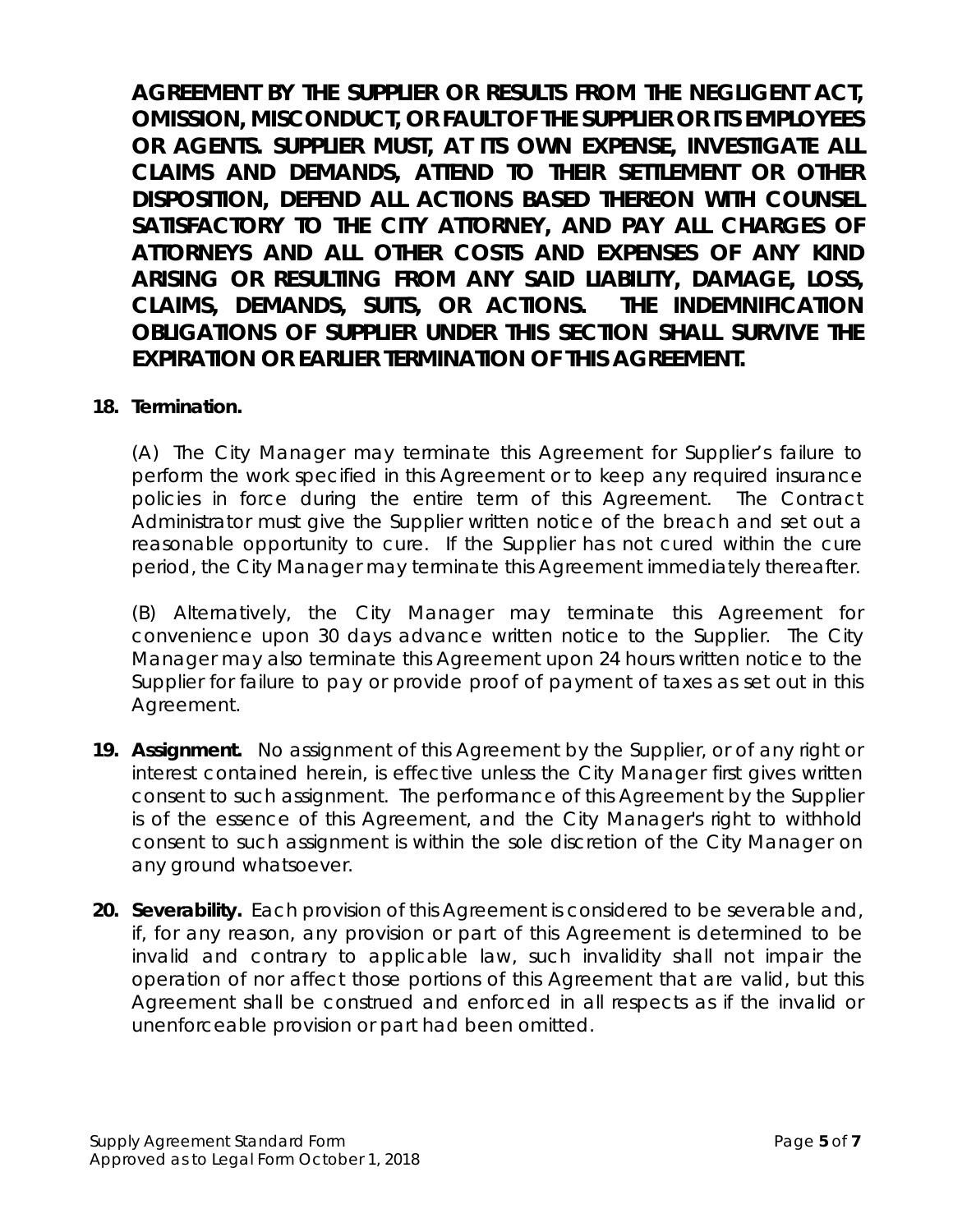**AGREEMENT BY THE SUPPLIER OR RESULTS FROM THE NEGLIGENT ACT, OMISSION, MISCONDUCT, OR FAULT OF THE SUPPLIER OR ITS EMPLOYEES OR AGENTS. SUPPLIER MUST, AT ITS OWN EXPENSE, INVESTIGATE ALL CLAIMS AND DEMANDS, ATTEND TO THEIR SETTLEMENT OR OTHER DISPOSITION, DEFEND ALL ACTIONS BASED THEREON WITH COUNSEL SATISFACTORY TO THE CITY ATTORNEY, AND PAY ALL CHARGES OF ATTORNEYS AND ALL OTHER COSTS AND EXPENSES OF ANY KIND ARISING OR RESULTING FROM ANY SAID LIABILITY, DAMAGE, LOSS, CLAIMS, DEMANDS, SUITS, OR ACTIONS. THE INDEMNIFICATION OBLIGATIONS OF SUPPLIER UNDER THIS SECTION SHALL SURVIVE THE EXPIRATION OR EARLIER TERMINATION OF THIS AGREEMENT.**

**18. Termination.**

(A) The City Manager may terminate this Agreement for Supplier's failure to perform the work specified in this Agreement or to keep any required insurance policies in force during the entire term of this Agreement. The Contract Administrator must give the Supplier written notice of the breach and set out a reasonable opportunity to cure. If the Supplier has not cured within the cure period, the City Manager may terminate this Agreement immediately thereafter.

(B) Alternatively, the City Manager may terminate this Agreement for convenience upon 30 days advance written notice to the Supplier. The City Manager may also terminate this Agreement upon 24 hours written notice to the Supplier for failure to pay or provide proof of payment of taxes as set out in this Agreement.

**19. Assignment.** No assignment of this Agreement by the Supplier, or of any right or interest contained herein, is effective unless the City Manager first gives written consent to such assignment. The performance of this Agreement by the Supplier is of the essence of this Agreement, and the City Manager's right to withhold consent to such assignment is within the sole discretion of the City Manager on any ground whatsoever.

**20. Severability.** Each provision of this Agreement is considered to be severable and, if, for any reason, any provision or part of this Agreement is determined to be invalid and contrary to applicable law, such invalidity shall not impair the operation of nor affect those portions of this Agreement that are valid, but this Agreement shall be construed and enforced in all respects as if the invalid or unenforceable provision or part had been omitted.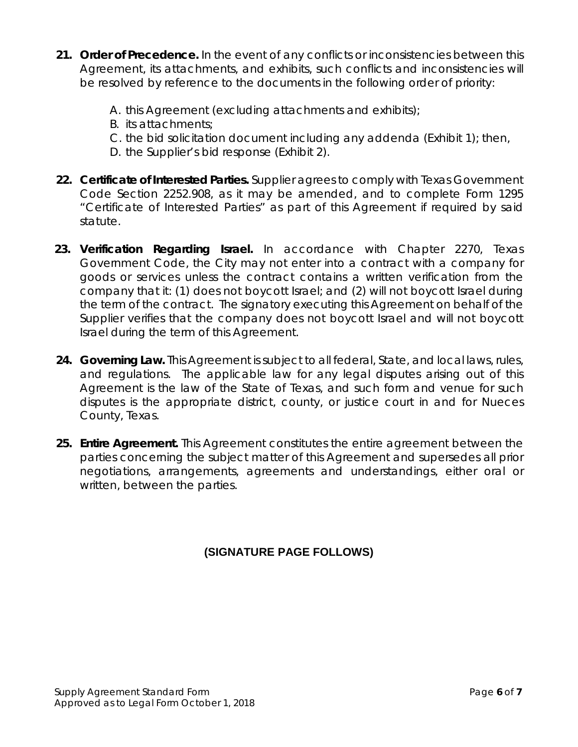21. **Order of Precedence.** In the event of any conflicts or inconsistencies between this Agreement, its attachments, and exhibits, such conflicts and inconsistencies will be resolved by reference to the documents in the following order of priority:

    A. this Agreement (excluding attachments and exhibits);
    B. its attachments;
    C. the bid solicitation document including any addenda (Exhibit 1); then,
    D. the Supplier's bid response (Exhibit 2).

22. **Certificate of Interested Parties.** Supplier agrees to comply with Texas Government Code Section 2252.908, as it may be amended, and to complete Form 1295 "Certificate of Interested Parties" as part of this Agreement if required by said statute.

23. **Verification Regarding Israel.** In accordance with Chapter 2270, Texas Government Code, the City may not enter into a contract with a company for goods or services unless the contract contains a written verification from the company that it: (1) does not boycott Israel; and (2) will not boycott Israel during the term of the contract. The signatory executing this Agreement on behalf of the Supplier verifies that the company does not boycott Israel and will not boycott Israel during the term of this Agreement.

24. **Governing Law.** This Agreement is subject to all federal, State, and local laws, rules, and regulations. The applicable law for any legal disputes arising out of this Agreement is the law of the State of Texas, and such form and venue for such disputes is the appropriate district, county, or justice court in and for Nueces County, Texas.

25. **Entire Agreement.** This Agreement constitutes the entire agreement between the parties concerning the subject matter of this Agreement and supersedes all prior negotiations, arrangements, agreements and understandings, either oral or written, between the parties.

**(SIGNATURE PAGE FOLLOWS)**

Supply Agreement Standard Form
Approved as to Legal Form October 1, 2018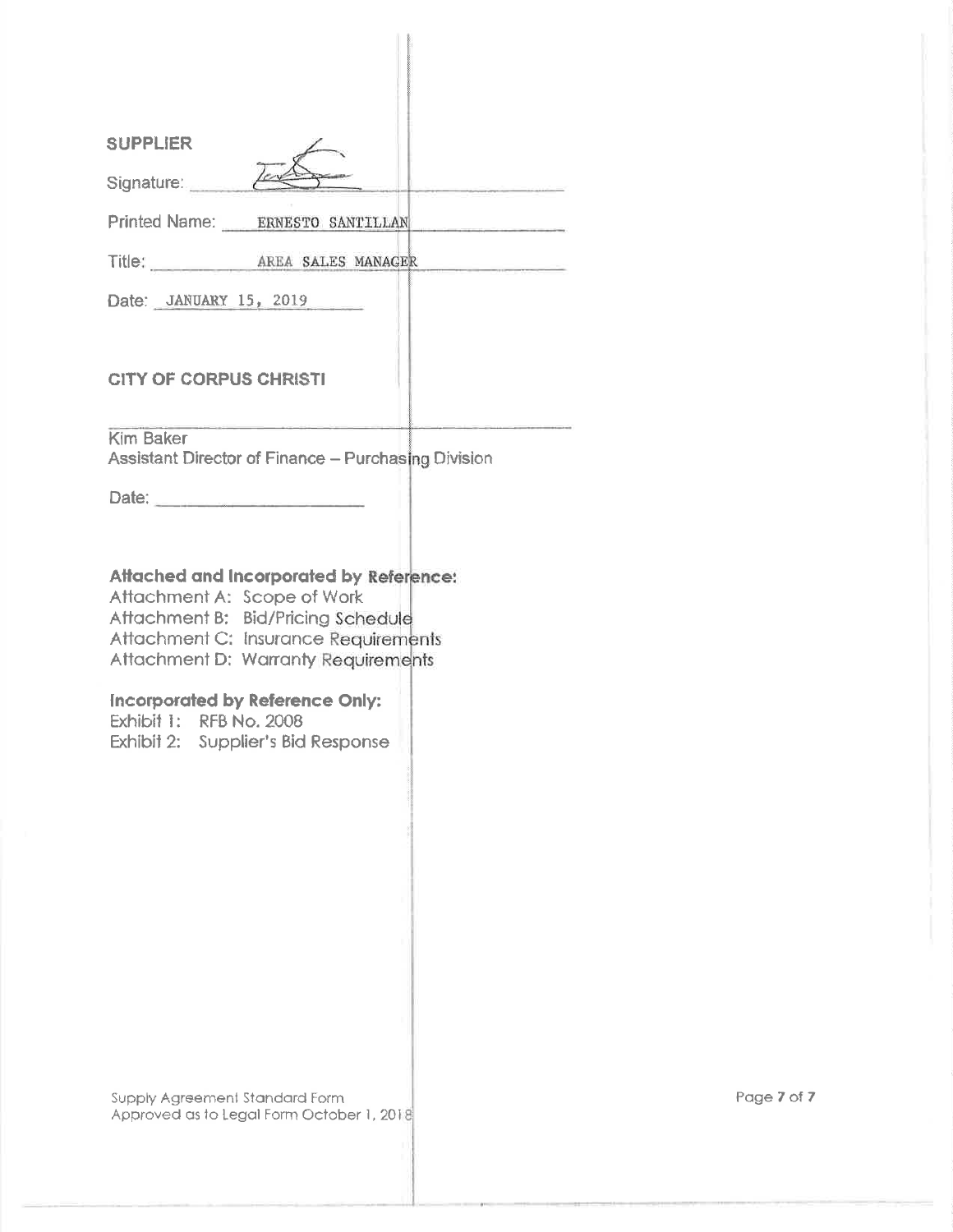**SUPPLIER**

Signature: ______________________

Printed Name: ERNESTO SANTILLAN

Title: AREA SALES MANAGER

Date: JANUARY 15, 2019

**CITY OF CORPUS CHRISTI**

______________________

Kim Baker
Assistant Director of Finance – Purchasing Division

Date: ______________________

**Attached and Incorporated by Reference:**

Attachment A: Scope of Work
Attachment B: Bid/Pricing Schedule
Attachment C: Insurance Requirements
Attachment D: Warranty Requirements

**Incorporated by Reference Only:**

Exhibit 1: RFB No. 2008
Exhibit 2: Supplier's Bid Response

Supply Agreement Standard Form
Approved as to Legal Form October 1, 2018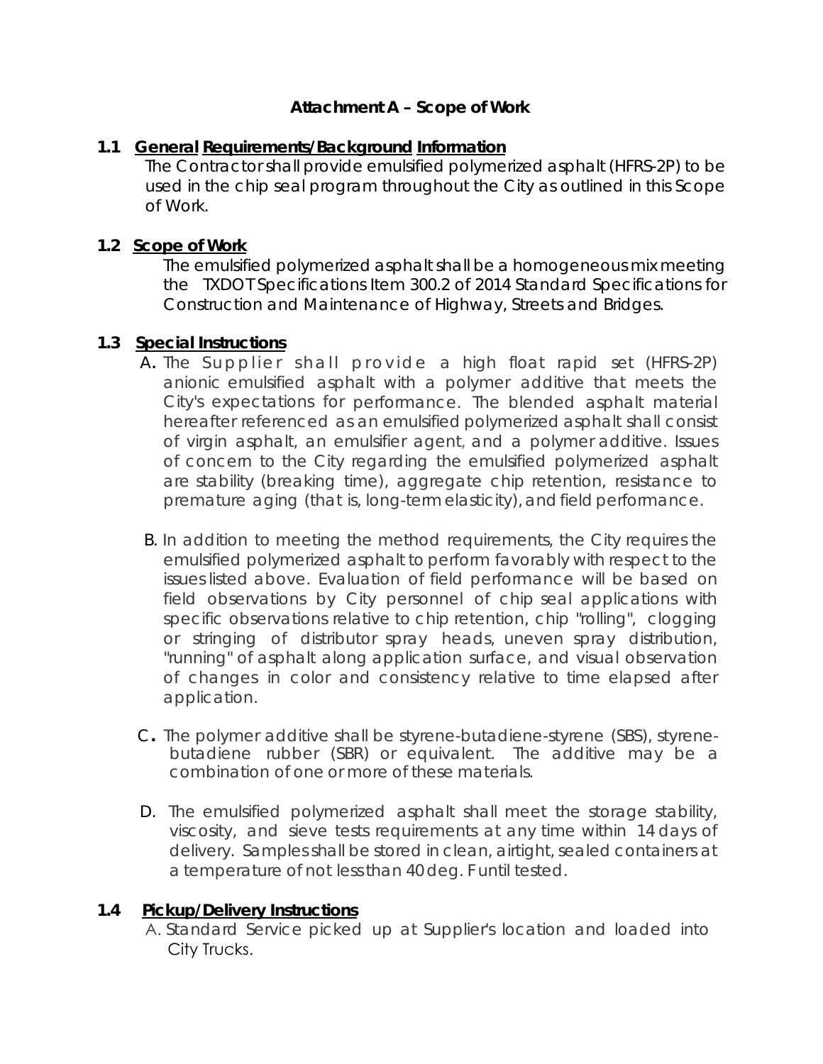# Attachment A – Scope of Work

## 1.1 General Requirements/Background Information

The Contractor shall provide emulsified polymerized asphalt (HFRS-2P) to be used in the chip seal program throughout the City as outlined in this Scope of Work.

## 1.2 Scope of Work

The emulsified polymerized asphalt shall be a homogeneous mix meeting the TXDOT Specifications Item 300.2 of 2014 Standard Specifications for Construction and Maintenance of Highway, Streets and Bridges.

## 1.3 Special Instructions

A. The Supplier shall provide a high float rapid set (HFRS-2P) anionic emulsified asphalt with a polymer additive that meets the City's expectations for performance. The blended asphalt material hereafter referenced as an emulsified polymerized asphalt shall consist of virgin asphalt, an emulsifier agent, and a polymer additive. Issues of concern to the City regarding the emulsified polymerized asphalt are stability (breaking time), aggregate chip retention, resistance to premature aging (that is, long-term elasticity), and field performance.

B. In addition to meeting the method requirements, the City requires the emulsified polymerized asphalt to perform favorably with respect to the issues listed above. Evaluation of field performance will be based on field observations by City personnel of chip seal applications with specific observations relative to chip retention, chip "rolling", clogging or stringing of distributor spray heads, uneven spray distribution, "running" of asphalt along application surface, and visual observation of changes in color and consistency relative to time elapsed after application.

C. The polymer additive shall be styrene-butadiene-styrene (SBS), styrene-butadiene rubber (SBR) or equivalent. The additive may be a combination of one or more of these materials.

D. The emulsified polymerized asphalt shall meet the storage stability, viscosity, and sieve tests requirements at any time within 14 days of delivery. Samples shall be stored in clean, airtight, sealed containers at a temperature of not less than 40 deg. F until tested.

## 1.4 Pickup/Delivery Instructions

A. Standard Service picked up at Supplier's location and loaded into City Trucks.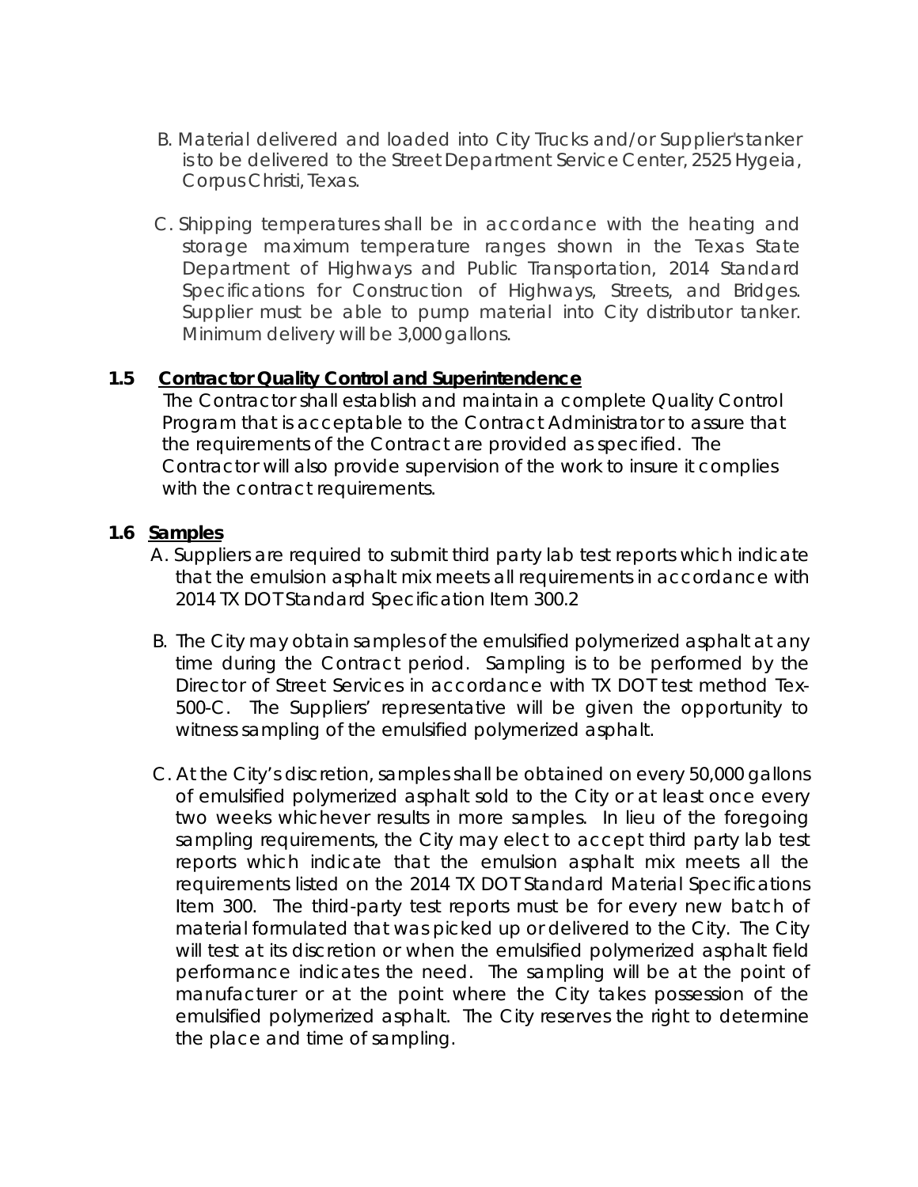B. Material delivered and loaded into City Trucks and/or Supplier's tanker is to be delivered to the Street Department Service Center, 2525 Hygeia, Corpus Christi, Texas.

C. Shipping temperatures shall be in accordance with the heating and storage maximum temperature ranges shown in the Texas State Department of Highways and Public Transportation, 2014 Standard Specifications for Construction of Highways, Streets, and Bridges. Supplier must be able to pump material into City distributor tanker. Minimum delivery will be 3,000 gallons.

**1.5 <u>Contractor Quality Control and Superintendence</u>**

The Contractor shall establish and maintain a complete Quality Control Program that is acceptable to the Contract Administrator to assure that the requirements of the Contract are provided as specified. The Contractor will also provide supervision of the work to insure it complies with the contract requirements.

**1.6 <u>Samples</u>**

A. Suppliers are required to submit third party lab test reports which indicate that the emulsion asphalt mix meets all requirements in accordance with 2014 TX DOT Standard Specification Item 300.2

B. The City may obtain samples of the emulsified polymerized asphalt at any time during the Contract period. Sampling is to be performed by the Director of Street Services in accordance with TX DOT test method Tex-500-C. The Suppliers' representative will be given the opportunity to witness sampling of the emulsified polymerized asphalt.

C. At the City's discretion, samples shall be obtained on every 50,000 gallons of emulsified polymerized asphalt sold to the City or at least once every two weeks whichever results in more samples. In lieu of the foregoing sampling requirements, the City may elect to accept third party lab test reports which indicate that the emulsion asphalt mix meets all the requirements listed on the 2014 TX DOT Standard Material Specifications Item 300. The third-party test reports must be for every new batch of material formulated that was picked up or delivered to the City. The City will test at its discretion or when the emulsified polymerized asphalt field performance indicates the need. The sampling will be at the point of manufacturer or at the point where the City takes possession of the emulsified polymerized asphalt. The City reserves the right to determine the place and time of sampling.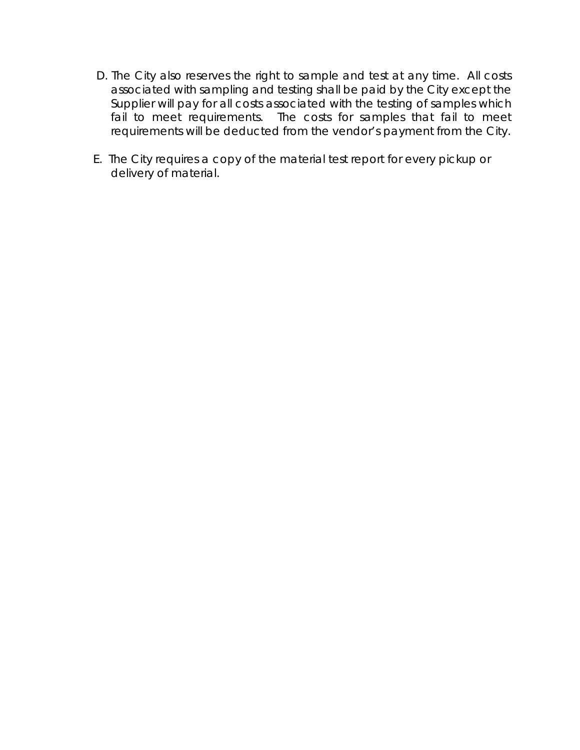D. The City also reserves the right to sample and test at any time. All costs associated with sampling and testing shall be paid by the City except the Supplier will pay for all costs associated with the testing of samples which fail to meet requirements. The costs for samples that fail to meet requirements will be deducted from the vendor's payment from the City.

E. The City requires a copy of the material test report for every pickup or delivery of material.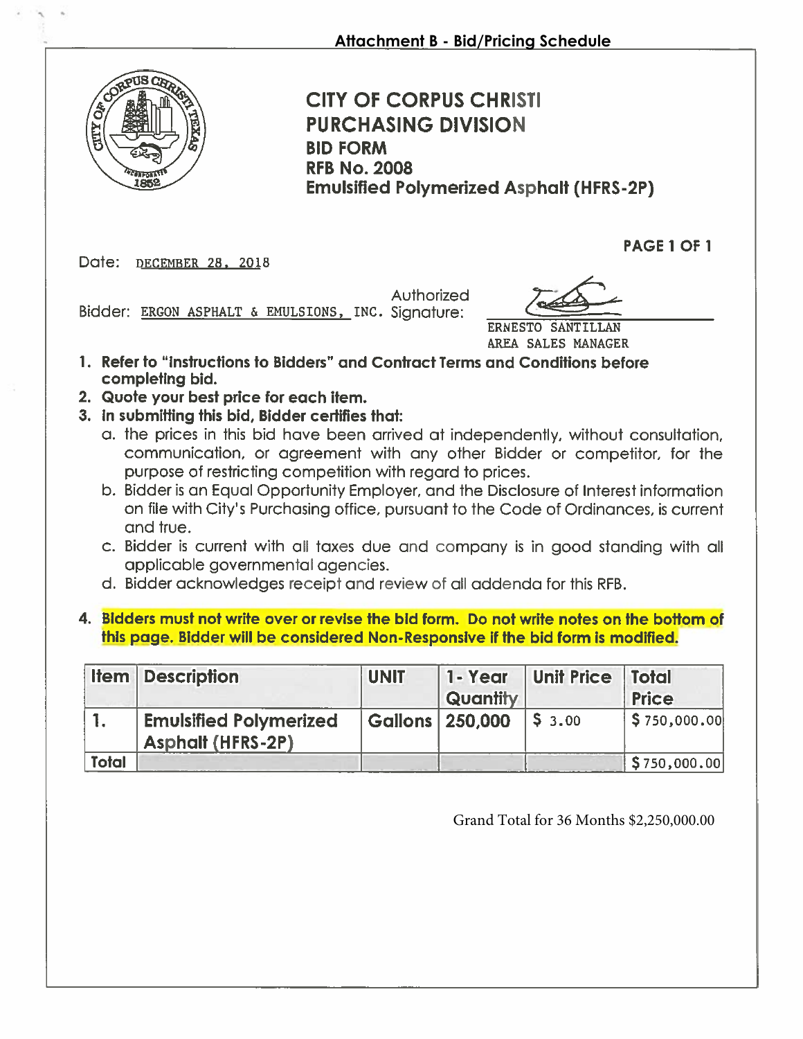**Attachment B - Bid/Pricing Schedule**

# CITY OF CORPUS CHRISTI
## PURCHASING DIVISION
### BID FORM
### RFB No. 2008
### Emulsified Polymerized Asphalt (HFRS-2P)

**PAGE 1 OF 1**

Date: DECEMBER 28, 2018

Bidder: ERGON ASPHALT & EMULSIONS, INC. Authorized Signature:

ERNESTO SANTILLAN
AREA SALES MANAGER

1. **Refer to "Instructions to Bidders" and Contract Terms and Conditions before completing bid.**
2. **Quote your best price for each item.**
3. **In submitting this bid, Bidder certifies that:**
   a. the prices in this bid have been arrived at independently, without consultation, communication, or agreement with any other Bidder or competitor, for the purpose of restricting competition with regard to prices.
   b. Bidder is an Equal Opportunity Employer, and the Disclosure of Interest information on file with City's Purchasing office, pursuant to the Code of Ordinances, is current and true.
   c. Bidder is current with all taxes due and company is in good standing with all applicable governmental agencies.
   d. Bidder acknowledges receipt and review of all addenda for this RFB.
4. **Bidders must not write over or revise the bid form. Do not write notes on the bottom of this page. Bidder will be considered Non-Responsive if the bid form is modified.**

| Item | Description | UNIT | 1- Year Quantity | Unit Price | Total Price |
|---|---|---|---|---|---|
| 1. | Emulsified Polymerized Asphalt (HFRS-2P) | Gallons | 250,000 | $ 3.00 | $ 750,000.00 |
| Total | | | | | $ 750,000.00 |

Grand Total for 36 Months $2,250,000.00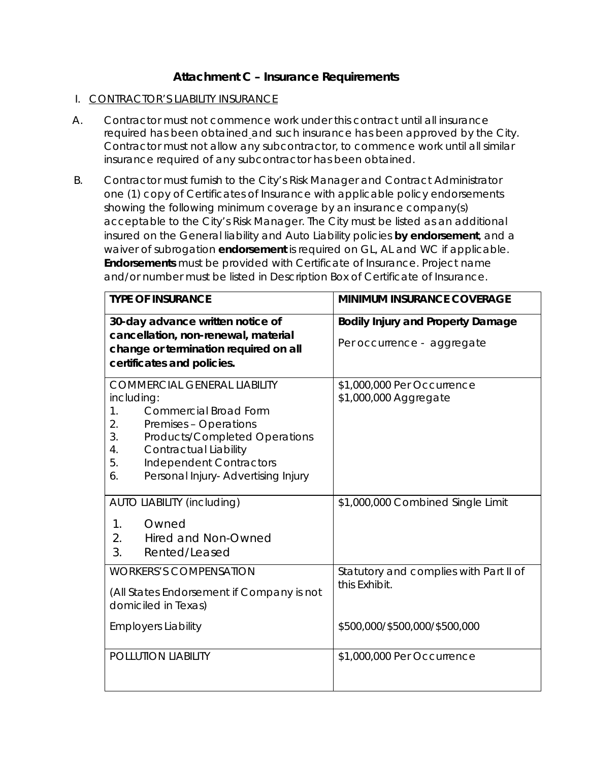## Attachment C – Insurance Requirements

I. CONTRACTOR'S LIABILITY INSURANCE

A. Contractor must not commence work under this contract until all insurance required has been obtained and such insurance has been approved by the City. Contractor must not allow any subcontractor, to commence work until all similar insurance required of any subcontractor has been obtained.

B. Contractor must furnish to the City's Risk Manager and Contract Administrator one (1) copy of Certificates of Insurance with applicable policy endorsements showing the following minimum coverage by an insurance company(s) acceptable to the City's Risk Manager. The City must be listed as an additional insured on the General liability and Auto Liability policies **by endorsement**, and a waiver of subrogation **endorsement** is required on GL, AL and WC if applicable. **Endorsements** must be provided with Certificate of Insurance. Project name and/or number must be listed in Description Box of Certificate of Insurance.

| TYPE OF INSURANCE | MINIMUM INSURANCE COVERAGE |
|---|---|
| **30-day advance written notice of cancellation, non-renewal, material change or termination required on all certificates and policies.** | **Bodily Injury and Property Damage**<br>Per occurrence - aggregate |
| COMMERCIAL GENERAL LIABILITY including:<br>1. Commercial Broad Form<br>2. Premises – Operations<br>3. Products/Completed Operations<br>4. Contractual Liability<br>5. Independent Contractors<br>6. Personal Injury- Advertising Injury | \$1,000,000 Per Occurrence<br>\$1,000,000 Aggregate |
| AUTO LIABILITY (including)<br>1. Owned<br>2. Hired and Non-Owned<br>3. Rented/Leased | \$1,000,000 Combined Single Limit |
| WORKERS'S COMPENSATION<br>(All States Endorsement if Company is not domiciled in Texas)<br>Employers Liability | Statutory and complies with Part II of this Exhibit.<br>\$500,000/\$500,000/\$500,000 |
| POLLUTION LIABILITY | \$1,000,000 Per Occurrence |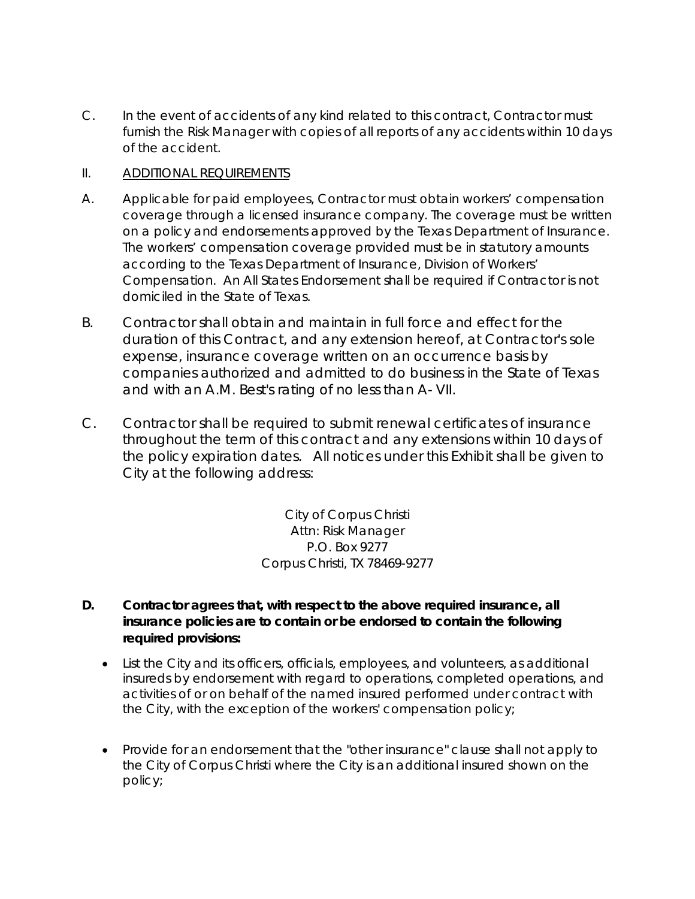C. In the event of accidents of any kind related to this contract, Contractor must furnish the Risk Manager with copies of all reports of any accidents within 10 days of the accident.

II. ADDITIONAL REQUIREMENTS

A. Applicable for paid employees, Contractor must obtain workers' compensation coverage through a licensed insurance company. The coverage must be written on a policy and endorsements approved by the Texas Department of Insurance. The workers' compensation coverage provided must be in statutory amounts according to the Texas Department of Insurance, Division of Workers' Compensation. An All States Endorsement shall be required if Contractor is not domiciled in the State of Texas.

B. Contractor shall obtain and maintain in full force and effect for the duration of this Contract, and any extension hereof, at Contractor's sole expense, insurance coverage written on an occurrence basis by companies authorized and admitted to do business in the State of Texas and with an A.M. Best's rating of no less than A- VII.

C. Contractor shall be required to submit renewal certificates of insurance throughout the term of this contract and any extensions within 10 days of the policy expiration dates. All notices under this Exhibit shall be given to City at the following address:

City of Corpus Christi
Attn: Risk Manager
P.O. Box 9277
Corpus Christi, TX 78469-9277

**D. Contractor agrees that, with respect to the above required insurance, all insurance policies are to contain or be endorsed to contain the following required provisions:**

- List the City and its officers, officials, employees, and volunteers, as additional insureds by endorsement with regard to operations, completed operations, and activities of or on behalf of the named insured performed under contract with the City, with the exception of the workers' compensation policy;

- Provide for an endorsement that the "other insurance" clause shall not apply to the City of Corpus Christi where the City is an additional insured shown on the policy;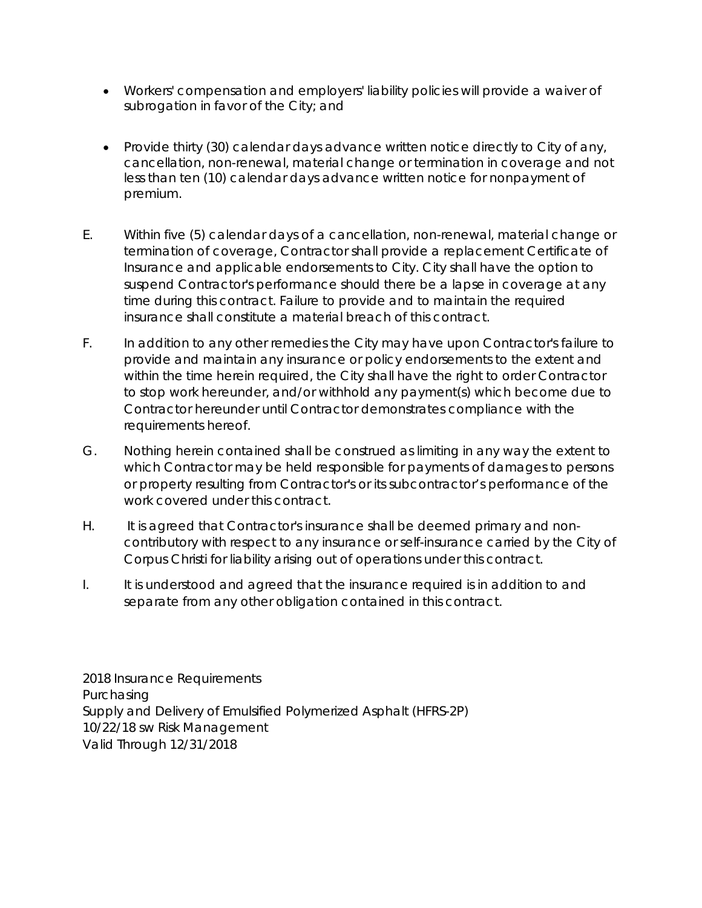- Workers' compensation and employers' liability policies will provide a waiver of subrogation in favor of the City; and

- Provide thirty (30) calendar days advance written notice directly to City of any, cancellation, non-renewal, material change or termination in coverage and not less than ten (10) calendar days advance written notice for nonpayment of premium.

E. Within five (5) calendar days of a cancellation, non-renewal, material change or termination of coverage, Contractor shall provide a replacement Certificate of Insurance and applicable endorsements to City. City shall have the option to suspend Contractor's performance should there be a lapse in coverage at any time during this contract. Failure to provide and to maintain the required insurance shall constitute a material breach of this contract.

F. In addition to any other remedies the City may have upon Contractor's failure to provide and maintain any insurance or policy endorsements to the extent and within the time herein required, the City shall have the right to order Contractor to stop work hereunder, and/or withhold any payment(s) which become due to Contractor hereunder until Contractor demonstrates compliance with the requirements hereof.

G. Nothing herein contained shall be construed as limiting in any way the extent to which Contractor may be held responsible for payments of damages to persons or property resulting from Contractor's or its subcontractor's performance of the work covered under this contract.

H. It is agreed that Contractor's insurance shall be deemed primary and non-contributory with respect to any insurance or self-insurance carried by the City of Corpus Christi for liability arising out of operations under this contract.

I. It is understood and agreed that the insurance required is in addition to and separate from any other obligation contained in this contract.

2018 Insurance Requirements
Purchasing
Supply and Delivery of Emulsified Polymerized Asphalt (HFRS-2P)
10/22/18 sw Risk Management
Valid Through 12/31/2018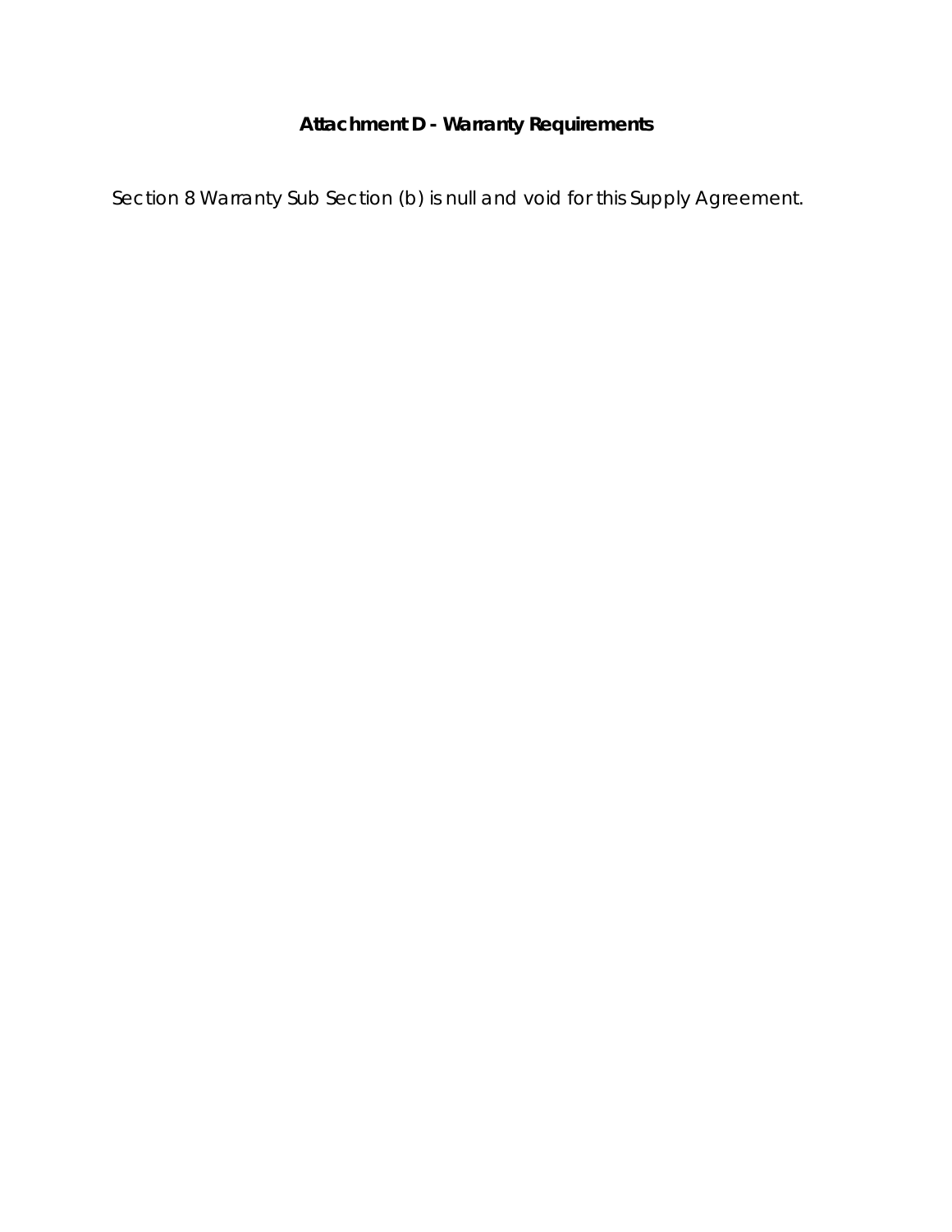## Attachment D - Warranty Requirements

Section 8 Warranty Sub Section (b) is null and void for this Supply Agreement.